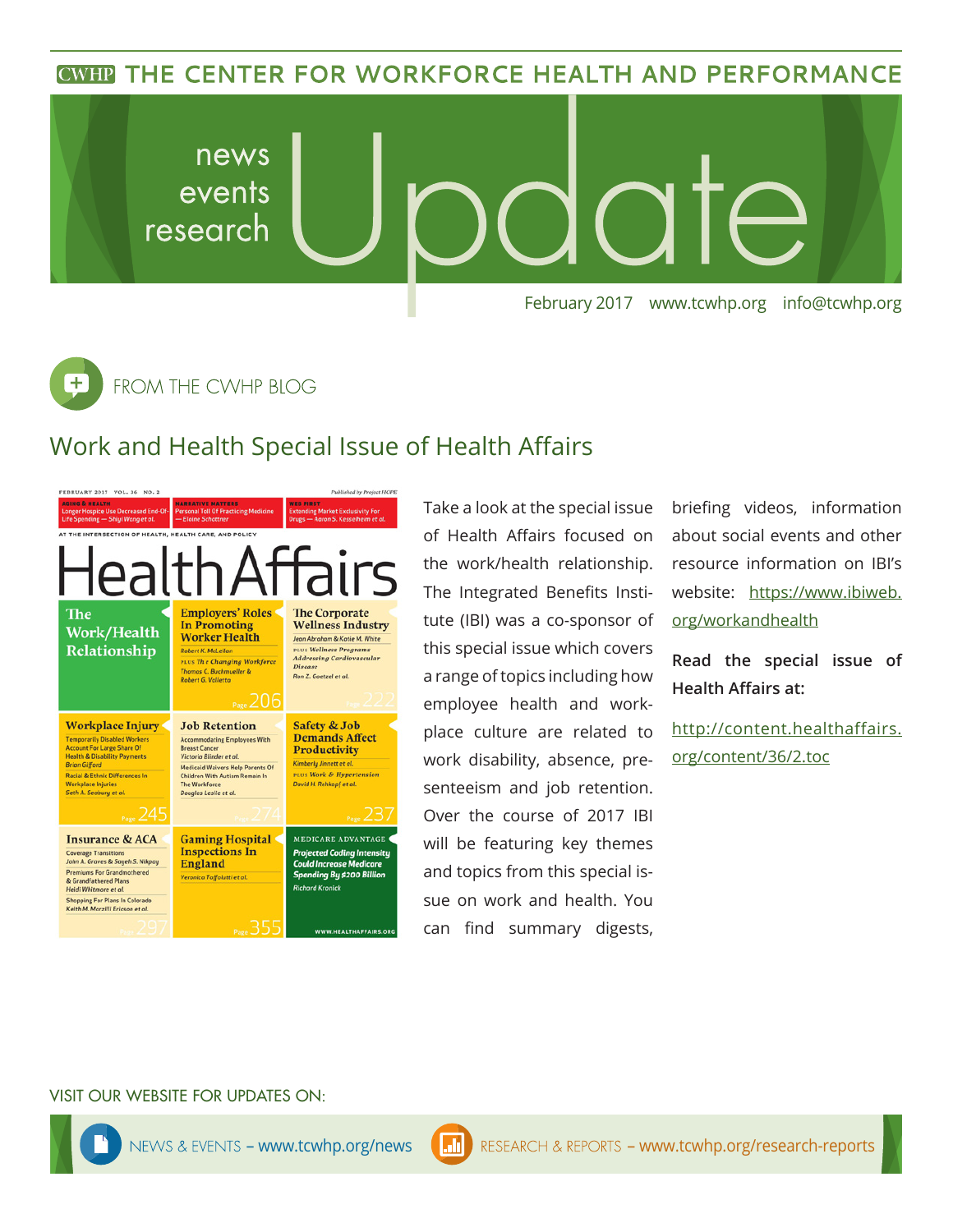CWHP THE CENTER FOR WORKFORCE HEALTH AND PERFORMANCE

# news events research Update

February 2017 www.tcwhp.org info@tcwhp.org

## FROM THE CWHP BLOG

### Work and Health Special Issue of Health Affairs

Take a look at the special issue of Health Affairs focused on the work/health relationship. The Integrated Benefits Institute (IBI) was a co-sponsor of this special issue which covers a range of topics including how employee health and workplace culture are related to work disability, absence, presenteeism and job retention. Over the course of 2017 IBI will be featuring key themes and topics from this special issue on work and health. You can find summary digests, briefing videos, information about social events and other resource information on IBI's website: https://www.ibiweb.org/workandhealth

**Read the special issue of Health Affairs at:**

http://content.healthaffairs.org/content/36/2.toc

VISIT OUR WEBSITE FOR UPDATES ON:

NEWS & EVENTS – www.tcwhp.org/news

RESEARCH & REPORTS – www.tcwhp.org/research-reports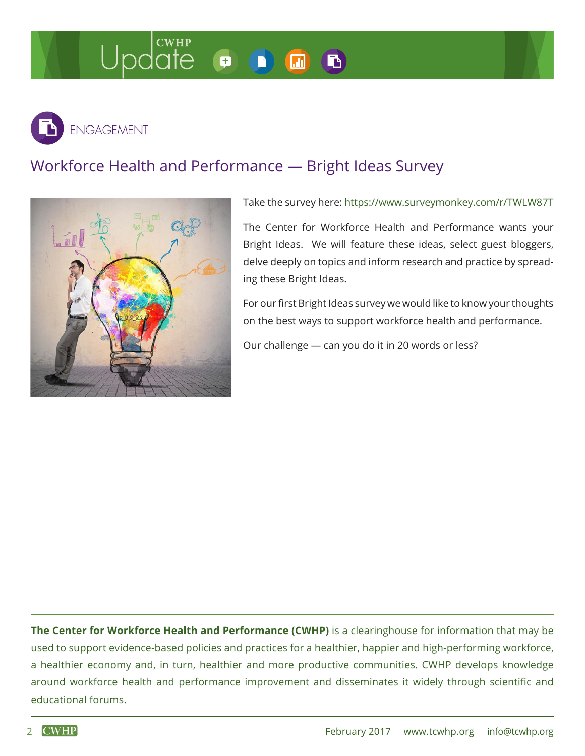## ENGAGEMENT

# Workforce Health and Performance — Bright Ideas Survey

Take the survey here: https://www.surveymonkey.com/r/TWLW87T

The Center for Workforce Health and Performance wants your Bright Ideas. We will feature these ideas, select guest bloggers, delve deeply on topics and inform research and practice by spreading these Bright Ideas.

For our first Bright Ideas survey we would like to know your thoughts on the best ways to support workforce health and performance.

Our challenge — can you do it in 20 words or less?

**The Center for Workforce Health and Performance (CWHP)** is a clearinghouse for information that may be used to support evidence-based policies and practices for a healthier, happier and high-performing workforce, a healthier economy and, in turn, healthier and more productive communities. CWHP develops knowledge around workforce health and performance improvement and disseminates it widely through scientific and educational forums.